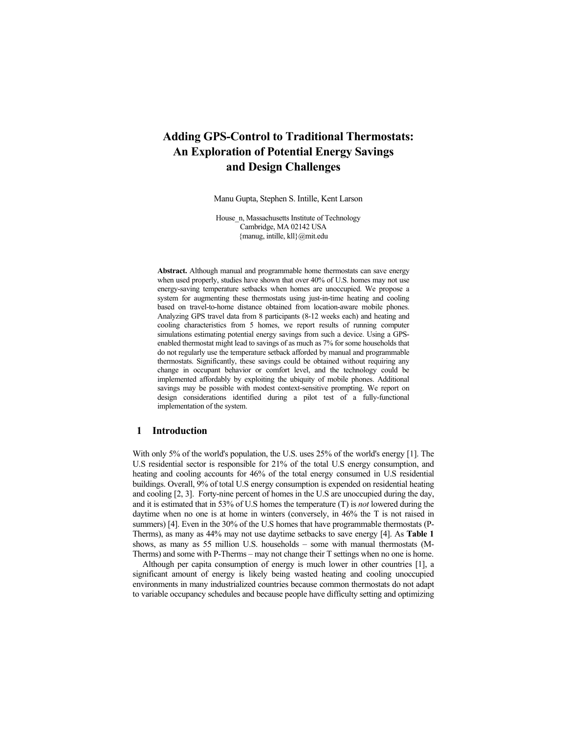# Adding GPS-Control to Traditional Thermostats: An Exploration of Potential Energy Savings and Design Challenges

Manu Gupta, Stephen S. Intille, Kent Larson

House_n, Massachusetts Institute of Technology
Cambridge, MA 02142 USA
{manug, intille, kll}@mit.edu

**Abstract.** Although manual and programmable home thermostats can save energy when used properly, studies have shown that over 40% of U.S. homes may not use energy-saving temperature setbacks when homes are unoccupied. We propose a system for augmenting these thermostats using just-in-time heating and cooling based on travel-to-home distance obtained from location-aware mobile phones. Analyzing GPS travel data from 8 participants (8-12 weeks each) and heating and cooling characteristics from 5 homes, we report results of running computer simulations estimating potential energy savings from such a device. Using a GPS-enabled thermostat might lead to savings of as much as 7% for some households that do not regularly use the temperature setback afforded by manual and programmable thermostats. Significantly, these savings could be obtained without requiring any change in occupant behavior or comfort level, and the technology could be implemented affordably by exploiting the ubiquity of mobile phones. Additional savings may be possible with modest context-sensitive prompting. We report on design considerations identified during a pilot test of a fully-functional implementation of the system.

## 1 Introduction

With only 5% of the world's population, the U.S. uses 25% of the world's energy [1]. The U.S residential sector is responsible for 21% of the total U.S energy consumption, and heating and cooling accounts for 46% of the total energy consumed in U.S residential buildings. Overall, 9% of total U.S energy consumption is expended on residential heating and cooling [2, 3]. Forty-nine percent of homes in the U.S are unoccupied during the day, and it is estimated that in 53% of U.S homes the temperature (T) is *not* lowered during the daytime when no one is at home in winters (conversely, in 46% the T is not raised in summers) [4]. Even in the 30% of the U.S homes that have programmable thermostats (P-Therms), as many as 44% may not use daytime setbacks to save energy [4]. As **Table 1** shows, as many as 55 million U.S. households – some with manual thermostats (M-Therms) and some with P-Therms – may not change their T settings when no one is home.

Although per capita consumption of energy is much lower in other countries [1], a significant amount of energy is likely being wasted heating and cooling unoccupied environments in many industrialized countries because common thermostats do not adapt to variable occupancy schedules and because people have difficulty setting and optimizing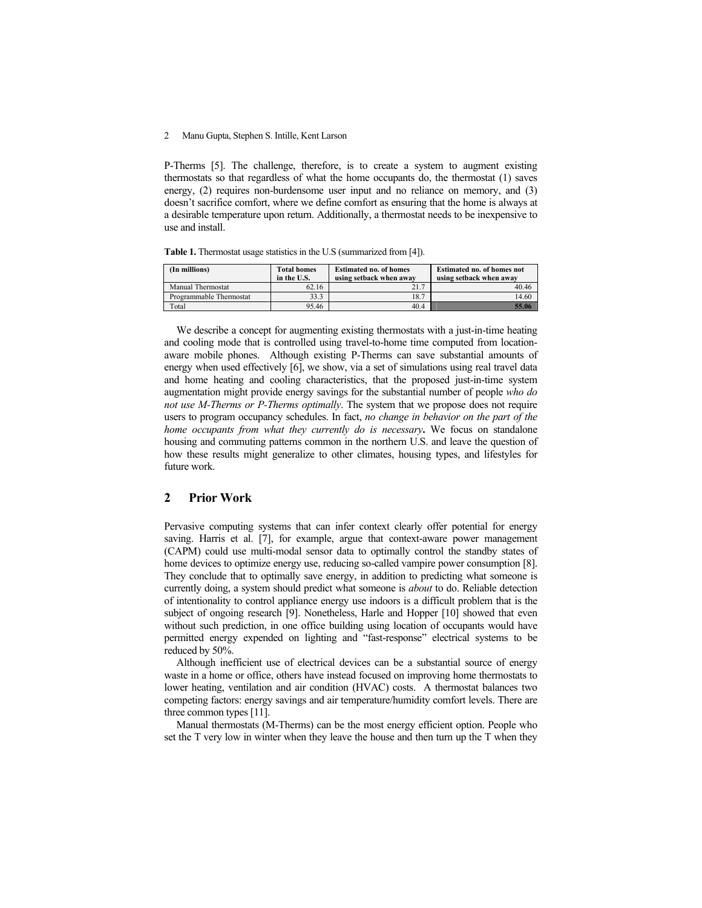P-Therms [5]. The challenge, therefore, is to create a system to augment existing thermostats so that regardless of what the home occupants do, the thermostat (1) saves energy, (2) requires non-burdensome user input and no reliance on memory, and (3) doesn't sacrifice comfort, where we define comfort as ensuring that the home is always at a desirable temperature upon return. Additionally, a thermostat needs to be inexpensive to use and install.

**Table 1.** Thermostat usage statistics in the U.S (summarized from [4]).

| (In millions) | Total homes in the U.S. | Estimated no. of homes using setback when away | Estimated no. of homes not using setback when away |
|---|---|---|---|
| Manual Thermostat | 62.16 | 21.7 | 40.46 |
| Programmable Thermostat | 33.3 | 18.7 | 14.60 |
| Total | 95.46 | 40.4 | **55.06** |

We describe a concept for augmenting existing thermostats with a just-in-time heating and cooling mode that is controlled using travel-to-home time computed from location-aware mobile phones. Although existing P-Therms can save substantial amounts of energy when used effectively [6], we show, via a set of simulations using real travel data and home heating and cooling characteristics, that the proposed just-in-time system augmentation might provide energy savings for the substantial number of people *who do not use M-Therms or P-Therms optimally*. The system that we propose does not require users to program occupancy schedules. In fact, *no change in behavior on the part of the home occupants from what they currently do is necessary***.** We focus on standalone housing and commuting patterns common in the northern U.S. and leave the question of how these results might generalize to other climates, housing types, and lifestyles for future work.

## 2 Prior Work

Pervasive computing systems that can infer context clearly offer potential for energy saving. Harris et al. [7], for example, argue that context-aware power management (CAPM) could use multi-modal sensor data to optimally control the standby states of home devices to optimize energy use, reducing so-called vampire power consumption [8]. They conclude that to optimally save energy, in addition to predicting what someone is currently doing, a system should predict what someone is *about* to do. Reliable detection of intentionality to control appliance energy use indoors is a difficult problem that is the subject of ongoing research [9]. Nonetheless, Harle and Hopper [10] showed that even without such prediction, in one office building using location of occupants would have permitted energy expended on lighting and "fast-response" electrical systems to be reduced by 50%.

Although inefficient use of electrical devices can be a substantial source of energy waste in a home or office, others have instead focused on improving home thermostats to lower heating, ventilation and air condition (HVAC) costs. A thermostat balances two competing factors: energy savings and air temperature/humidity comfort levels. There are three common types [11].

Manual thermostats (M-Therms) can be the most energy efficient option. People who set the T very low in winter when they leave the house and then turn up the T when they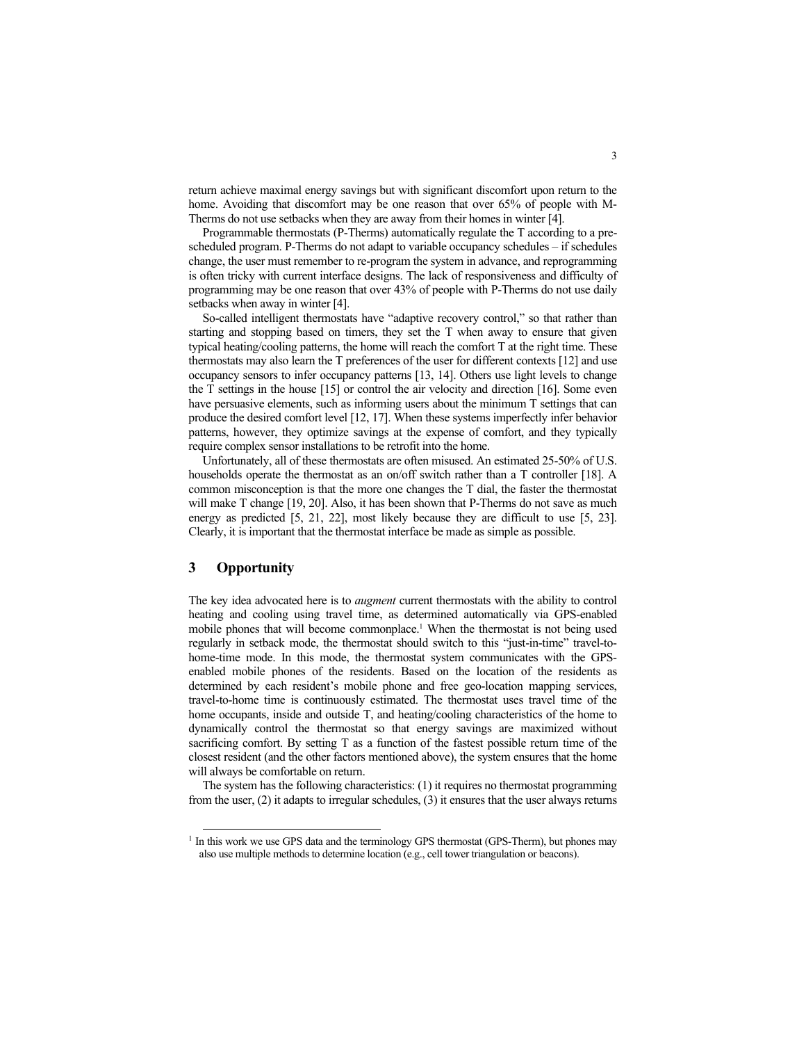return achieve maximal energy savings but with significant discomfort upon return to the home. Avoiding that discomfort may be one reason that over 65% of people with M-Therms do not use setbacks when they are away from their homes in winter [4].

Programmable thermostats (P-Therms) automatically regulate the T according to a pre-scheduled program. P-Therms do not adapt to variable occupancy schedules – if schedules change, the user must remember to re-program the system in advance, and reprogramming is often tricky with current interface designs. The lack of responsiveness and difficulty of programming may be one reason that over 43% of people with P-Therms do not use daily setbacks when away in winter [4].

So-called intelligent thermostats have "adaptive recovery control," so that rather than starting and stopping based on timers, they set the T when away to ensure that given typical heating/cooling patterns, the home will reach the comfort T at the right time. These thermostats may also learn the T preferences of the user for different contexts [12] and use occupancy sensors to infer occupancy patterns [13, 14]. Others use light levels to change the T settings in the house [15] or control the air velocity and direction [16]. Some even have persuasive elements, such as informing users about the minimum T settings that can produce the desired comfort level [12, 17]. When these systems imperfectly infer behavior patterns, however, they optimize savings at the expense of comfort, and they typically require complex sensor installations to be retrofit into the home.

Unfortunately, all of these thermostats are often misused. An estimated 25-50% of U.S. households operate the thermostat as an on/off switch rather than a T controller [18]. A common misconception is that the more one changes the T dial, the faster the thermostat will make T change [19, 20]. Also, it has been shown that P-Therms do not save as much energy as predicted [5, 21, 22], most likely because they are difficult to use [5, 23]. Clearly, it is important that the thermostat interface be made as simple as possible.

## 3 Opportunity

The key idea advocated here is to *augment* current thermostats with the ability to control heating and cooling using travel time, as determined automatically via GPS-enabled mobile phones that will become commonplace.[1] When the thermostat is not being used regularly in setback mode, the thermostat should switch to this "just-in-time" travel-to-home-time mode. In this mode, the thermostat system communicates with the GPS-enabled mobile phones of the residents. Based on the location of the residents as determined by each resident's mobile phone and free geo-location mapping services, travel-to-home time is continuously estimated. The thermostat uses travel time of the home occupants, inside and outside T, and heating/cooling characteristics of the home to dynamically control the thermostat so that energy savings are maximized without sacrificing comfort. By setting T as a function of the fastest possible return time of the closest resident (and the other factors mentioned above), the system ensures that the home will always be comfortable on return.

The system has the following characteristics: (1) it requires no thermostat programming from the user, (2) it adapts to irregular schedules, (3) it ensures that the user always returns

[1] In this work we use GPS data and the terminology GPS thermostat (GPS-Therm), but phones may also use multiple methods to determine location (e.g., cell tower triangulation or beacons).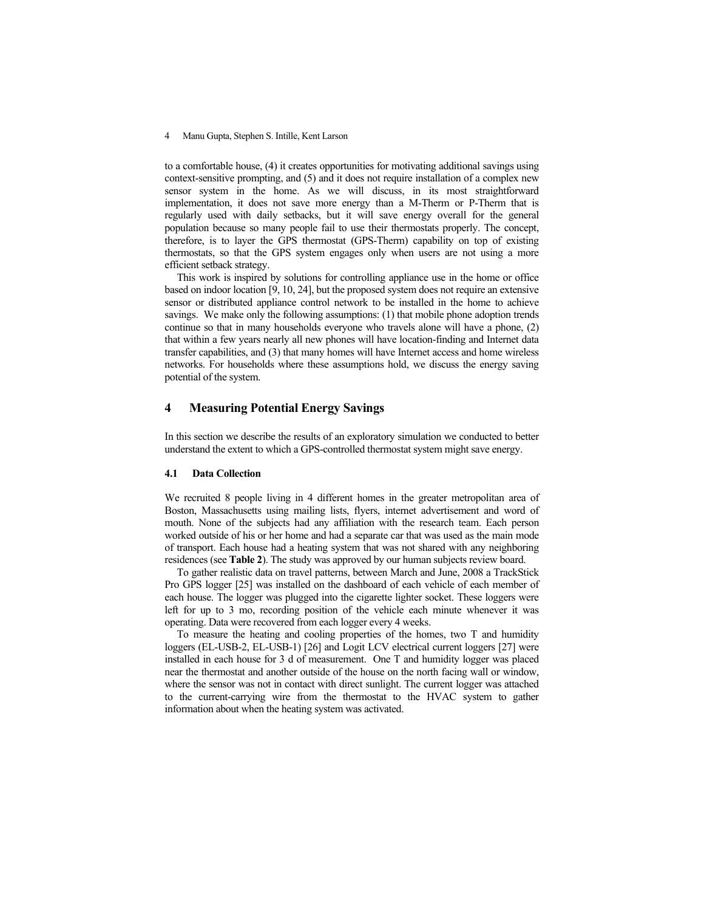to a comfortable house, (4) it creates opportunities for motivating additional savings using context-sensitive prompting, and (5) and it does not require installation of a complex new sensor system in the home. As we will discuss, in its most straightforward implementation, it does not save more energy than a M-Therm or P-Therm that is regularly used with daily setbacks, but it will save energy overall for the general population because so many people fail to use their thermostats properly. The concept, therefore, is to layer the GPS thermostat (GPS-Therm) capability on top of existing thermostats, so that the GPS system engages only when users are not using a more efficient setback strategy.

This work is inspired by solutions for controlling appliance use in the home or office based on indoor location [9, 10, 24], but the proposed system does not require an extensive sensor or distributed appliance control network to be installed in the home to achieve savings. We make only the following assumptions: (1) that mobile phone adoption trends continue so that in many households everyone who travels alone will have a phone, (2) that within a few years nearly all new phones will have location-finding and Internet data transfer capabilities, and (3) that many homes will have Internet access and home wireless networks. For households where these assumptions hold, we discuss the energy saving potential of the system.

## 4 Measuring Potential Energy Savings

In this section we describe the results of an exploratory simulation we conducted to better understand the extent to which a GPS-controlled thermostat system might save energy.

### 4.1 Data Collection

We recruited 8 people living in 4 different homes in the greater metropolitan area of Boston, Massachusetts using mailing lists, flyers, internet advertisement and word of mouth. None of the subjects had any affiliation with the research team. Each person worked outside of his or her home and had a separate car that was used as the main mode of transport. Each house had a heating system that was not shared with any neighboring residences (see **Table 2**). The study was approved by our human subjects review board.

To gather realistic data on travel patterns, between March and June, 2008 a TrackStick Pro GPS logger [25] was installed on the dashboard of each vehicle of each member of each house. The logger was plugged into the cigarette lighter socket. These loggers were left for up to 3 mo, recording position of the vehicle each minute whenever it was operating. Data were recovered from each logger every 4 weeks.

To measure the heating and cooling properties of the homes, two T and humidity loggers (EL-USB-2, EL-USB-1) [26] and Logit LCV electrical current loggers [27] were installed in each house for 3 d of measurement. One T and humidity logger was placed near the thermostat and another outside of the house on the north facing wall or window, where the sensor was not in contact with direct sunlight. The current logger was attached to the current-carrying wire from the thermostat to the HVAC system to gather information about when the heating system was activated.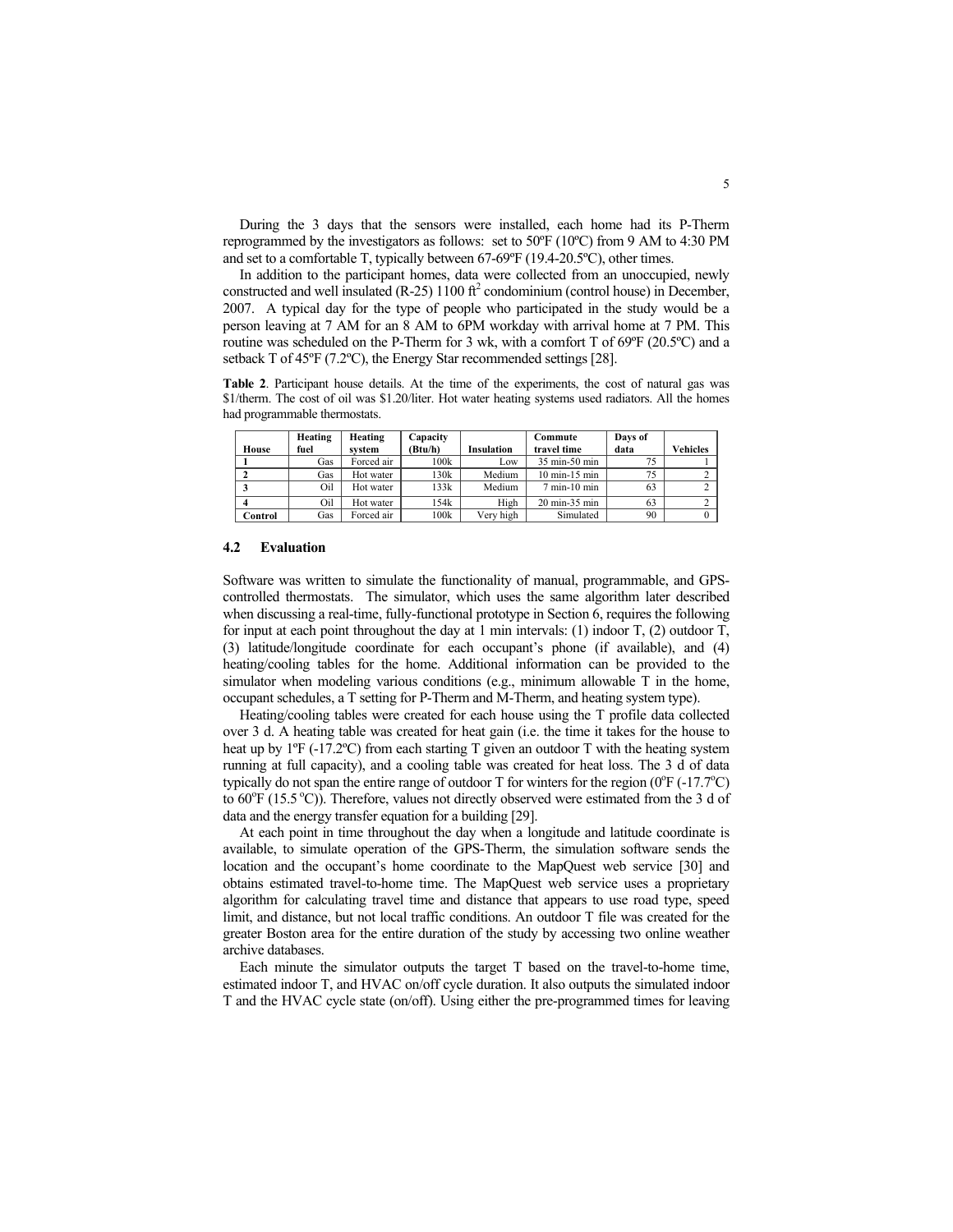During the 3 days that the sensors were installed, each home had its P-Therm reprogrammed by the investigators as follows: set to 50ºF (10ºC) from 9 AM to 4:30 PM and set to a comfortable T, typically between 67-69ºF (19.4-20.5ºC), other times.

In addition to the participant homes, data were collected from an unoccupied, newly constructed and well insulated (R-25) 1100 ft$^2$ condominium (control house) in December, 2007. A typical day for the type of people who participated in the study would be a person leaving at 7 AM for an 8 AM to 6PM workday with arrival home at 7 PM. This routine was scheduled on the P-Therm for 3 wk, with a comfort T of 69ºF (20.5ºC) and a setback T of 45ºF (7.2ºC), the Energy Star recommended settings [28].

**Table 2**. Participant house details. At the time of the experiments, the cost of natural gas was $1/therm. The cost of oil was $1.20/liter. Hot water heating systems used radiators. All the homes had programmable thermostats.

| House | Heating fuel | Heating system | Capacity (Btu/h) | Insulation | Commute travel time | Days of data | Vehicles |
|---|---|---|---|---|---|---|---|
| **1** | Gas | Forced air | 100k | Low | 35 min-50 min | 75 | 1 |
| **2** | Gas | Hot water | 130k | Medium | 10 min-15 min | 75 | 2 |
| **3** | Oil | Hot water | 133k | Medium | 7 min-10 min | 63 | 2 |
| **4** | Oil | Hot water | 154k | High | 20 min-35 min | 63 | 2 |
| **Control** | Gas | Forced air | 100k | Very high | Simulated | 90 | 0 |

### 4.2 Evaluation

Software was written to simulate the functionality of manual, programmable, and GPS-controlled thermostats. The simulator, which uses the same algorithm later described when discussing a real-time, fully-functional prototype in Section 6, requires the following for input at each point throughout the day at 1 min intervals: (1) indoor T, (2) outdoor T, (3) latitude/longitude coordinate for each occupant's phone (if available), and (4) heating/cooling tables for the home. Additional information can be provided to the simulator when modeling various conditions (e.g., minimum allowable T in the home, occupant schedules, a T setting for P-Therm and M-Therm, and heating system type).

Heating/cooling tables were created for each house using the T profile data collected over 3 d. A heating table was created for heat gain (i.e. the time it takes for the house to heat up by 1ºF (-17.2ºC) from each starting T given an outdoor T with the heating system running at full capacity), and a cooling table was created for heat loss. The 3 d of data typically do not span the entire range of outdoor T for winters for the region (0$^o$F (-17.7$^o$C) to 60$^o$F (15.5 $^o$C)). Therefore, values not directly observed were estimated from the 3 d of data and the energy transfer equation for a building [29].

At each point in time throughout the day when a longitude and latitude coordinate is available, to simulate operation of the GPS-Therm, the simulation software sends the location and the occupant's home coordinate to the MapQuest web service [30] and obtains estimated travel-to-home time. The MapQuest web service uses a proprietary algorithm for calculating travel time and distance that appears to use road type, speed limit, and distance, but not local traffic conditions. An outdoor T file was created for the greater Boston area for the entire duration of the study by accessing two online weather archive databases.

Each minute the simulator outputs the target T based on the travel-to-home time, estimated indoor T, and HVAC on/off cycle duration. It also outputs the simulated indoor T and the HVAC cycle state (on/off). Using either the pre-programmed times for leaving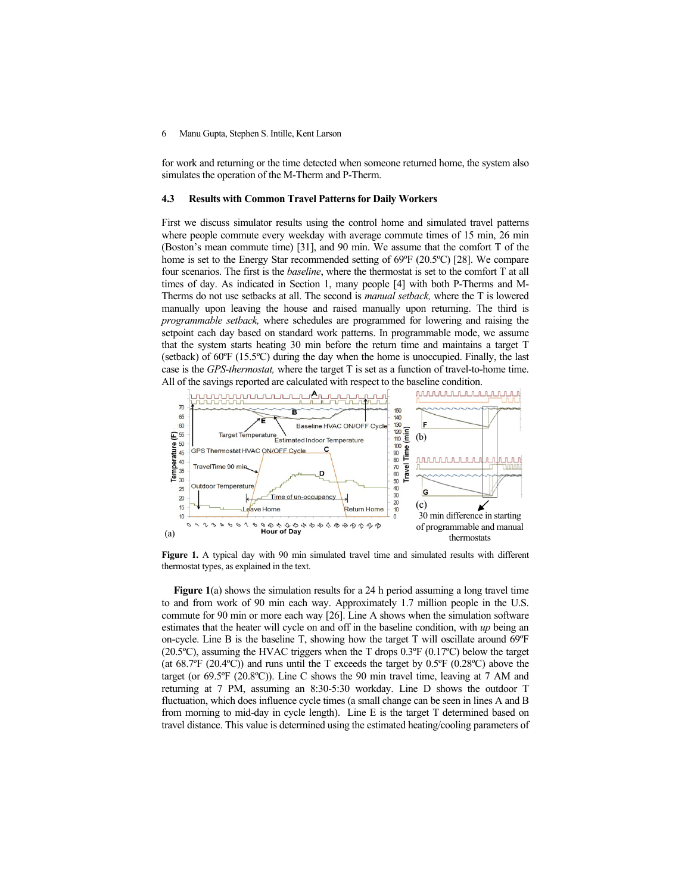for work and returning or the time detected when someone returned home, the system also simulates the operation of the M-Therm and P-Therm.

### 4.3 Results with Common Travel Patterns for Daily Workers

First we discuss simulator results using the control home and simulated travel patterns where people commute every weekday with average commute times of 15 min, 26 min (Boston's mean commute time) [31], and 90 min. We assume that the comfort T of the home is set to the Energy Star recommended setting of 69ºF (20.5ºC) [28]. We compare four scenarios. The first is the *baseline*, where the thermostat is set to the comfort T at all times of day. As indicated in Section 1, many people [4] with both P-Therms and M-Therms do not use setbacks at all. The second is *manual setback,* where the T is lowered manually upon leaving the house and raised manually upon returning. The third is *programmable setback,* where schedules are programmed for lowering and raising the setpoint each day based on standard work patterns. In programmable mode, we assume that the system starts heating 30 min before the return time and maintains a target T (setback) of 60ºF (15.5ºC) during the day when the home is unoccupied. Finally, the last case is the *GPS-thermostat,* where the target T is set as a function of travel-to-home time. All of the savings reported are calculated with respect to the baseline condition.

**Figure 1.** A typical day with 90 min simulated travel time and simulated results with different thermostat types, as explained in the text.

**Figure 1**(a) shows the simulation results for a 24 h period assuming a long travel time to and from work of 90 min each way. Approximately 1.7 million people in the U.S. commute for 90 min or more each way [26]. Line A shows when the simulation software estimates that the heater will cycle on and off in the baseline condition, with *up* being an on-cycle. Line B is the baseline T, showing how the target T will oscillate around 69ºF (20.5ºC), assuming the HVAC triggers when the T drops 0.3ºF (0.17ºC) below the target (at 68.7ºF (20.4ºC)) and runs until the T exceeds the target by 0.5ºF (0.28ºC) above the target (or 69.5ºF (20.8ºC)). Line C shows the 90 min travel time, leaving at 7 AM and returning at 7 PM, assuming an 8:30-5:30 workday. Line D shows the outdoor T fluctuation, which does influence cycle times (a small change can be seen in lines A and B from morning to mid-day in cycle length). Line E is the target T determined based on travel distance. This value is determined using the estimated heating/cooling parameters of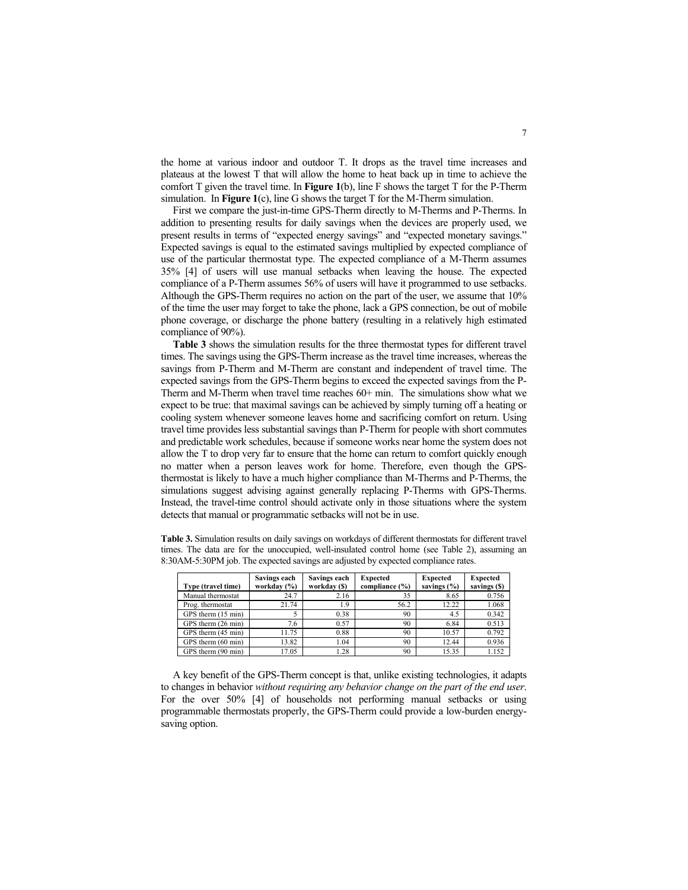the home at various indoor and outdoor T. It drops as the travel time increases and plateaus at the lowest T that will allow the home to heat back up in time to achieve the comfort T given the travel time. In **Figure 1**(b), line F shows the target T for the P-Therm simulation. In **Figure 1**(c), line G shows the target T for the M-Therm simulation.

First we compare the just-in-time GPS-Therm directly to M-Therms and P-Therms. In addition to presenting results for daily savings when the devices are properly used, we present results in terms of "expected energy savings" and "expected monetary savings." Expected savings is equal to the estimated savings multiplied by expected compliance of use of the particular thermostat type. The expected compliance of a M-Therm assumes 35% [4] of users will use manual setbacks when leaving the house. The expected compliance of a P-Therm assumes 56% of users will have it programmed to use setbacks. Although the GPS-Therm requires no action on the part of the user, we assume that 10% of the time the user may forget to take the phone, lack a GPS connection, be out of mobile phone coverage, or discharge the phone battery (resulting in a relatively high estimated compliance of 90%).

**Table 3** shows the simulation results for the three thermostat types for different travel times. The savings using the GPS-Therm increase as the travel time increases, whereas the savings from P-Therm and M-Therm are constant and independent of travel time. The expected savings from the GPS-Therm begins to exceed the expected savings from the P-Therm and M-Therm when travel time reaches 60+ min. The simulations show what we expect to be true: that maximal savings can be achieved by simply turning off a heating or cooling system whenever someone leaves home and sacrificing comfort on return. Using travel time provides less substantial savings than P-Therm for people with short commutes and predictable work schedules, because if someone works near home the system does not allow the T to drop very far to ensure that the home can return to comfort quickly enough no matter when a person leaves work for home. Therefore, even though the GPS-thermostat is likely to have a much higher compliance than M-Therms and P-Therms, the simulations suggest advising against generally replacing P-Therms with GPS-Therms. Instead, the travel-time control should activate only in those situations where the system detects that manual or programmatic setbacks will not be in use.

**Table 3.** Simulation results on daily savings on workdays of different thermostats for different travel times. The data are for the unoccupied, well-insulated control home (see Table 2), assuming an 8:30AM-5:30PM job. The expected savings are adjusted by expected compliance rates.

| Type (travel time) | Savings each workday (%) | Savings each workday ($) | Expected compliance (%) | Expected savings (%) | Expected savings ($) |
|---|---|---|---|---|---|
| Manual thermostat | 24.7 | 2.16 | 35 | 8.65 | 0.756 |
| Prog. thermostat | 21.74 | 1.9 | 56.2 | 12.22 | 1.068 |
| GPS therm (15 min) | 5 | 0.38 | 90 | 4.5 | 0.342 |
| GPS therm (26 min) | 7.6 | 0.57 | 90 | 6.84 | 0.513 |
| GPS therm (45 min) | 11.75 | 0.88 | 90 | 10.57 | 0.792 |
| GPS therm (60 min) | 13.82 | 1.04 | 90 | 12.44 | 0.936 |
| GPS therm (90 min) | 17.05 | 1.28 | 90 | 15.35 | 1.152 |

A key benefit of the GPS-Therm concept is that, unlike existing technologies, it adapts to changes in behavior *without requiring any behavior change on the part of the end user*. For the over 50% [4] of households not performing manual setbacks or using programmable thermostats properly, the GPS-Therm could provide a low-burden energy-saving option.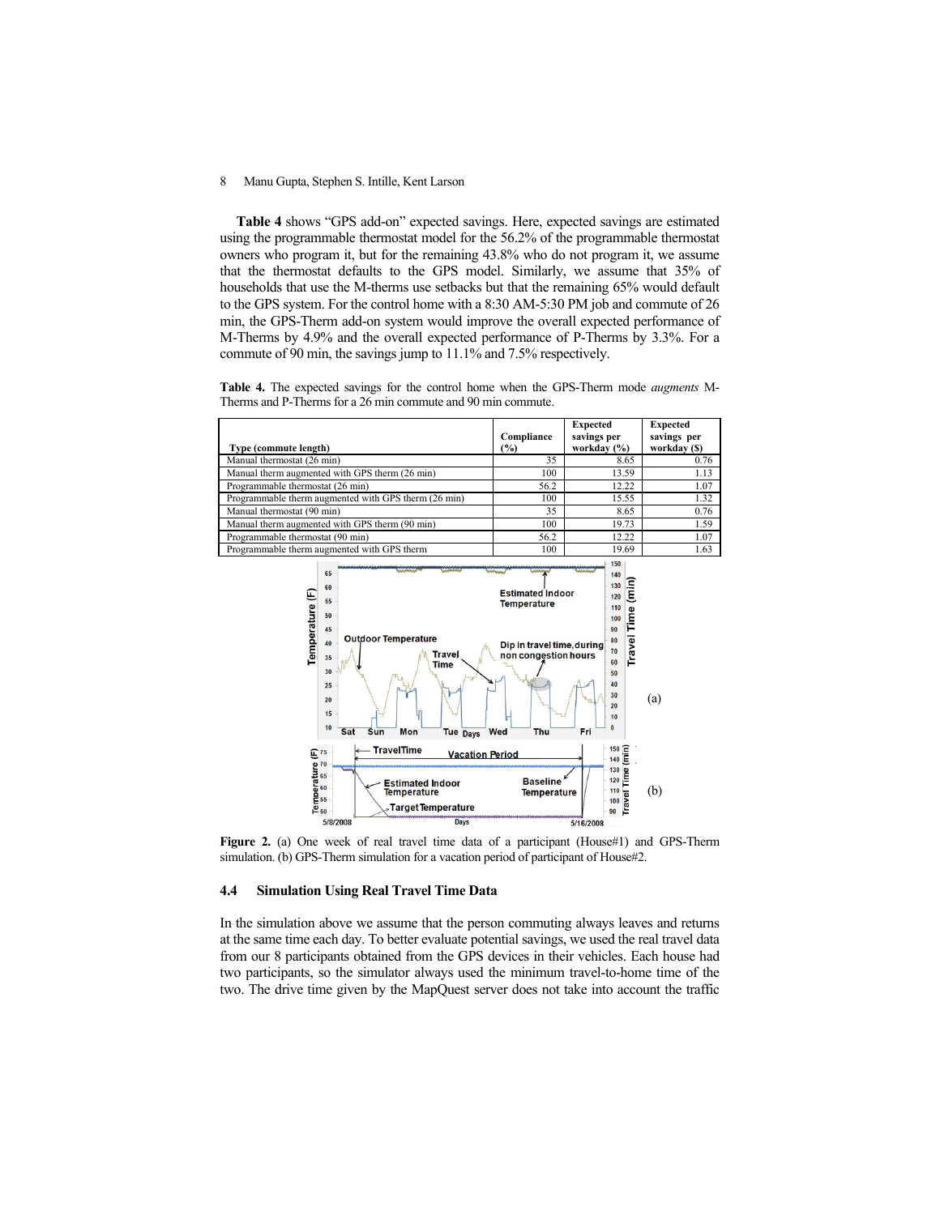**Table 4** shows "GPS add-on" expected savings. Here, expected savings are estimated using the programmable thermostat model for the 56.2% of the programmable thermostat owners who program it, but for the remaining 43.8% who do not program it, we assume that the thermostat defaults to the GPS model. Similarly, we assume that 35% of households that use the M-therms use setbacks but that the remaining 65% would default to the GPS system. For the control home with a 8:30 AM-5:30 PM job and commute of 26 min, the GPS-Therm add-on system would improve the overall expected performance of M-Therms by 4.9% and the overall expected performance of P-Therms by 3.3%. For a commute of 90 min, the savings jump to 11.1% and 7.5% respectively.

**Table 4.** The expected savings for the control home when the GPS-Therm mode *augments* M-Therms and P-Therms for a 26 min commute and 90 min commute.

| Type (commute length) | Compliance (%) | Expected savings per workday (%) | Expected savings per workday ($) |
|---|---|---|---|
| Manual thermostat (26 min) | 35 | 8.65 | 0.76 |
| Manual therm augmented with GPS therm (26 min) | 100 | 13.59 | 1.13 |
| Programmable thermostat (26 min) | 56.2 | 12.22 | 1.07 |
| Programmable therm augmented with GPS therm (26 min) | 100 | 15.55 | 1.32 |
| Manual thermostat (90 min) | 35 | 8.65 | 0.76 |
| Manual therm augmented with GPS therm (90 min) | 100 | 19.73 | 1.59 |
| Programmable thermostat (90 min) | 56.2 | 12.22 | 1.07 |
| Programmable therm augmented with GPS therm | 100 | 19.69 | 1.63 |

**Figure 2.** (a) One week of real travel time data of a participant (House#1) and GPS-Therm simulation. (b) GPS-Therm simulation for a vacation period of participant of House#2.

### 4.4 Simulation Using Real Travel Time Data

In the simulation above we assume that the person commuting always leaves and returns at the same time each day. To better evaluate potential savings, we used the real travel data from our 8 participants obtained from the GPS devices in their vehicles. Each house had two participants, so the simulator always used the minimum travel-to-home time of the two. The drive time given by the MapQuest server does not take into account the traffic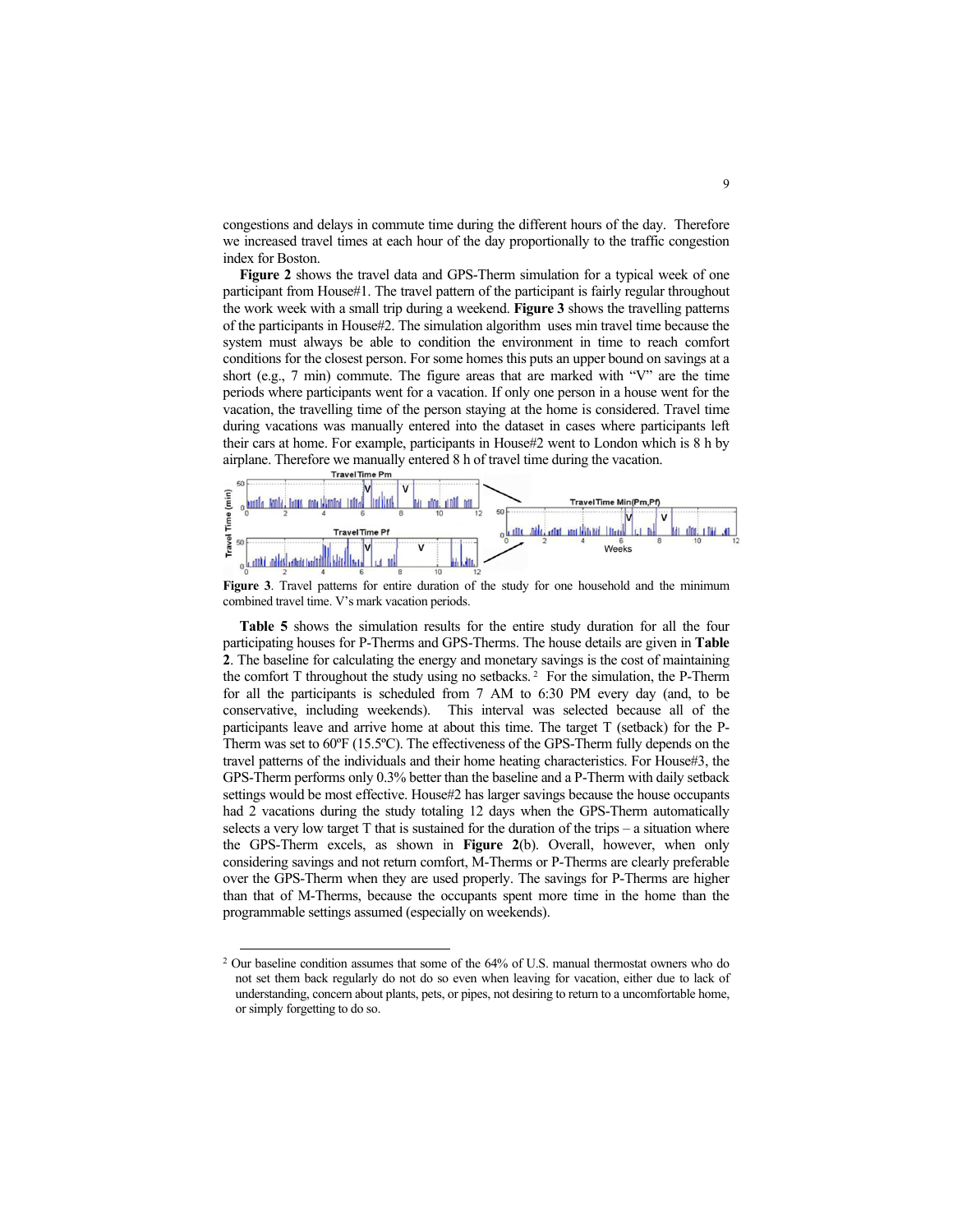congestions and delays in commute time during the different hours of the day. Therefore we increased travel times at each hour of the day proportionally to the traffic congestion index for Boston.

**Figure 2** shows the travel data and GPS-Therm simulation for a typical week of one participant from House#1. The travel pattern of the participant is fairly regular throughout the work week with a small trip during a weekend. **Figure 3** shows the travelling patterns of the participants in House#2. The simulation algorithm uses min travel time because the system must always be able to condition the environment in time to reach comfort conditions for the closest person. For some homes this puts an upper bound on savings at a short (e.g., 7 min) commute. The figure areas that are marked with "V" are the time periods where participants went for a vacation. If only one person in a house went for the vacation, the travelling time of the person staying at the home is considered. Travel time during vacations was manually entered into the dataset in cases where participants left their cars at home. For example, participants in House#2 went to London which is 8 h by airplane. Therefore we manually entered 8 h of travel time during the vacation.

**Figure 3**. Travel patterns for entire duration of the study for one household and the minimum combined travel time. V's mark vacation periods.

**Table 5** shows the simulation results for the entire study duration for all the four participating houses for P-Therms and GPS-Therms. The house details are given in **Table 2**. The baseline for calculating the energy and monetary savings is the cost of maintaining the comfort T throughout the study using no setbacks.[2] For the simulation, the P-Therm for all the participants is scheduled from 7 AM to 6:30 PM every day (and, to be conservative, including weekends). This interval was selected because all of the participants leave and arrive home at about this time. The target T (setback) for the P-Therm was set to 60ºF (15.5ºC). The effectiveness of the GPS-Therm fully depends on the travel patterns of the individuals and their home heating characteristics. For House#3, the GPS-Therm performs only 0.3% better than the baseline and a P-Therm with daily setback settings would be most effective. House#2 has larger savings because the house occupants had 2 vacations during the study totaling 12 days when the GPS-Therm automatically selects a very low target T that is sustained for the duration of the trips – a situation where the GPS-Therm excels, as shown in **Figure 2**(b). Overall, however, when only considering savings and not return comfort, M-Therms or P-Therms are clearly preferable over the GPS-Therm when they are used properly. The savings for P-Therms are higher than that of M-Therms, because the occupants spent more time in the home than the programmable settings assumed (especially on weekends).

[2] Our baseline condition assumes that some of the 64% of U.S. manual thermostat owners who do not set them back regularly do not do so even when leaving for vacation, either due to lack of understanding, concern about plants, pets, or pipes, not desiring to return to a uncomfortable home, or simply forgetting to do so.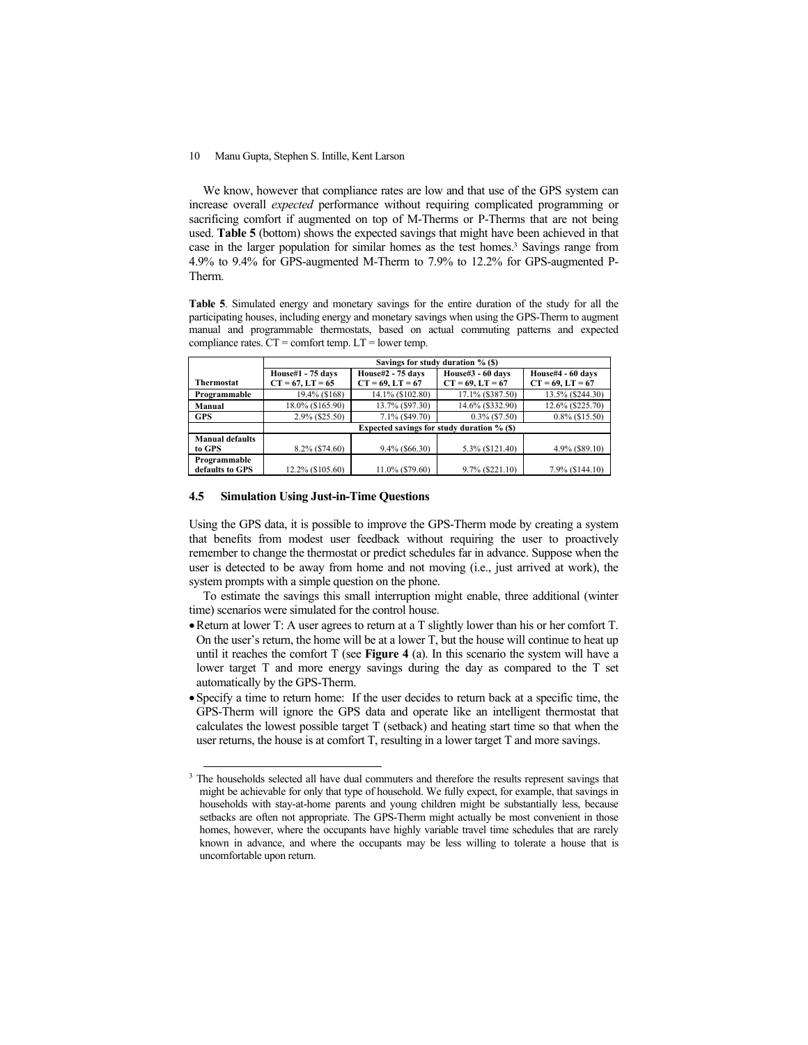We know, however that compliance rates are low and that use of the GPS system can increase overall *expected* performance without requiring complicated programming or sacrificing comfort if augmented on top of M-Therms or P-Therms that are not being used. **Table 5** (bottom) shows the expected savings that might have been achieved in that case in the larger population for similar homes as the test homes.[3] Savings range from 4.9% to 9.4% for GPS-augmented M-Therm to 7.9% to 12.2% for GPS-augmented P-Therm.

**Table 5**. Simulated energy and monetary savings for the entire duration of the study for all the participating houses, including energy and monetary savings when using the GPS-Therm to augment manual and programmable thermostats, based on actual commuting patterns and expected compliance rates. CT = comfort temp. LT = lower temp.

| | Savings for study duration % ($) | | | |
|---|---|---|---|---|
| **Thermostat** | **House#1 - 75 days CT = 67, LT = 65** | **House#2 - 75 days CT = 69, LT = 67** | **House#3 - 60 days CT = 69, LT = 67** | **House#4 - 60 days CT = 69, LT = 67** |
| **Programmable** | 19.4% ($168) | 14.1% ($102.80) | 17.1% ($387.50) | 13.5% ($244.30) |
| **Manual** | 18.0% ($165.90) | 13.7% ($97.30) | 14.6% ($332.90) | 12.6% ($225.70) |
| **GPS** | 2.9% ($25.50) | 7.1% ($49.70) | 0.3% ($7.50) | 0.8% ($15.50) |
| | **Expected savings for study duration % ($)** | | | |
| **Manual defaults to GPS** | 8.2% ($74.60) | 9.4% ($66.30) | 5.3% ($121.40) | 4.9% ($89.10) |
| **Programmable defaults to GPS** | 12.2% ($105.60) | 11.0% ($79.60) | 9.7% ($221.10) | 7.9% ($144.10) |

### 4.5 Simulation Using Just-in-Time Questions

Using the GPS data, it is possible to improve the GPS-Therm mode by creating a system that benefits from modest user feedback without requiring the user to proactively remember to change the thermostat or predict schedules far in advance. Suppose when the user is detected to be away from home and not moving (i.e., just arrived at work), the system prompts with a simple question on the phone.

To estimate the savings this small interruption might enable, three additional (winter time) scenarios were simulated for the control house.

- Return at lower T: A user agrees to return at a T slightly lower than his or her comfort T. On the user's return, the home will be at a lower T, but the house will continue to heat up until it reaches the comfort T (see **Figure 4** (a). In this scenario the system will have a lower target T and more energy savings during the day as compared to the T set automatically by the GPS-Therm.
- Specify a time to return home: If the user decides to return back at a specific time, the GPS-Therm will ignore the GPS data and operate like an intelligent thermostat that calculates the lowest possible target T (setback) and heating start time so that when the user returns, the house is at comfort T, resulting in a lower target T and more savings.

[3] The households selected all have dual commuters and therefore the results represent savings that might be achievable for only that type of household. We fully expect, for example, that savings in households with stay-at-home parents and young children might be substantially less, because setbacks are often not appropriate. The GPS-Therm might actually be most convenient in those homes, however, where the occupants have highly variable travel time schedules that are rarely known in advance, and where the occupants may be less willing to tolerate a house that is uncomfortable upon return.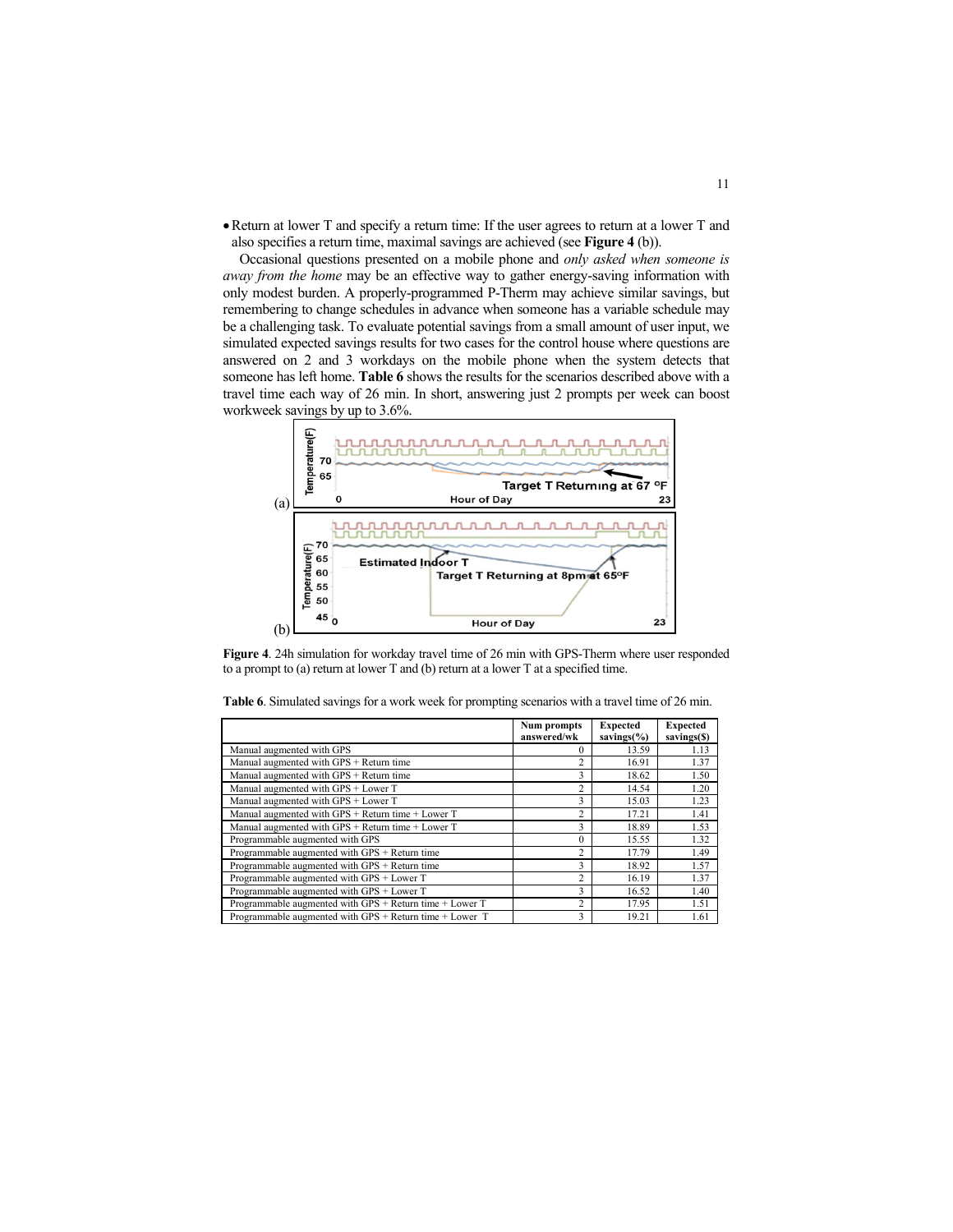- Return at lower T and specify a return time: If the user agrees to return at a lower T and also specifies a return time, maximal savings are achieved (see **Figure 4** (b)).

Occasional questions presented on a mobile phone and *only asked when someone is away from the home* may be an effective way to gather energy-saving information with only modest burden. A properly-programmed P-Therm may achieve similar savings, but remembering to change schedules in advance when someone has a variable schedule may be a challenging task. To evaluate potential savings from a small amount of user input, we simulated expected savings results for two cases for the control house where questions are answered on 2 and 3 workdays on the mobile phone when the system detects that someone has left home. **Table 6** shows the results for the scenarios described above with a travel time each way of 26 min. In short, answering just 2 prompts per week can boost workweek savings by up to 3.6%.

**Figure 4**. 24h simulation for workday travel time of 26 min with GPS-Therm where user responded to a prompt to (a) return at lower T and (b) return at a lower T at a specified time.

**Table 6**. Simulated savings for a work week for prompting scenarios with a travel time of 26 min.

| | Num prompts answered/wk | Expected savings(%) | Expected savings($) |
|---|---|---|---|
| Manual augmented with GPS | 0 | 13.59 | 1.13 |
| Manual augmented with GPS + Return time | 2 | 16.91 | 1.37 |
| Manual augmented with GPS + Return time | 3 | 18.62 | 1.50 |
| Manual augmented with GPS + Lower T | 2 | 14.54 | 1.20 |
| Manual augmented with GPS + Lower T | 3 | 15.03 | 1.23 |
| Manual augmented with GPS + Return time + Lower T | 2 | 17.21 | 1.41 |
| Manual augmented with GPS + Return time + Lower T | 3 | 18.89 | 1.53 |
| Programmable augmented with GPS | 0 | 15.55 | 1.32 |
| Programmable augmented with GPS + Return time | 2 | 17.79 | 1.49 |
| Programmable augmented with GPS + Return time | 3 | 18.92 | 1.57 |
| Programmable augmented with GPS + Lower T | 2 | 16.19 | 1.37 |
| Programmable augmented with GPS + Lower T | 3 | 16.52 | 1.40 |
| Programmable augmented with GPS + Return time + Lower T | 2 | 17.95 | 1.51 |
| Programmable augmented with GPS + Return time + Lower T | 3 | 19.21 | 1.61 |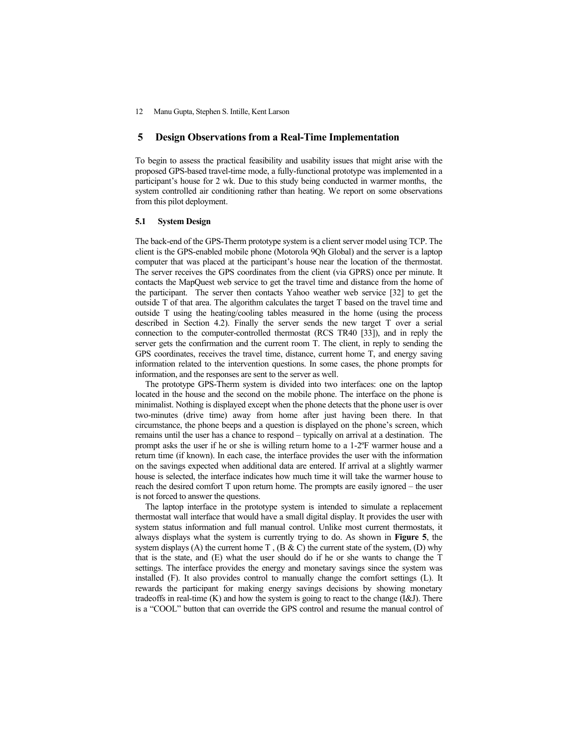## 5 Design Observations from a Real-Time Implementation

To begin to assess the practical feasibility and usability issues that might arise with the proposed GPS-based travel-time mode, a fully-functional prototype was implemented in a participant's house for 2 wk. Due to this study being conducted in warmer months, the system controlled air conditioning rather than heating. We report on some observations from this pilot deployment.

### 5.1 System Design

The back-end of the GPS-Therm prototype system is a client server model using TCP. The client is the GPS-enabled mobile phone (Motorola 9Qh Global) and the server is a laptop computer that was placed at the participant's house near the location of the thermostat. The server receives the GPS coordinates from the client (via GPRS) once per minute. It contacts the MapQuest web service to get the travel time and distance from the home of the participant. The server then contacts Yahoo weather web service [32] to get the outside T of that area. The algorithm calculates the target T based on the travel time and outside T using the heating/cooling tables measured in the home (using the process described in Section 4.2). Finally the server sends the new target T over a serial connection to the computer-controlled thermostat (RCS TR40 [33]), and in reply the server gets the confirmation and the current room T. The client, in reply to sending the GPS coordinates, receives the travel time, distance, current home T, and energy saving information related to the intervention questions. In some cases, the phone prompts for information, and the responses are sent to the server as well.

The prototype GPS-Therm system is divided into two interfaces: one on the laptop located in the house and the second on the mobile phone. The interface on the phone is minimalist. Nothing is displayed except when the phone detects that the phone user is over two-minutes (drive time) away from home after just having been there. In that circumstance, the phone beeps and a question is displayed on the phone's screen, which remains until the user has a chance to respond – typically on arrival at a destination. The prompt asks the user if he or she is willing return home to a 1-2ºF warmer house and a return time (if known). In each case, the interface provides the user with the information on the savings expected when additional data are entered. If arrival at a slightly warmer house is selected, the interface indicates how much time it will take the warmer house to reach the desired comfort T upon return home. The prompts are easily ignored – the user is not forced to answer the questions.

The laptop interface in the prototype system is intended to simulate a replacement thermostat wall interface that would have a small digital display. It provides the user with system status information and full manual control. Unlike most current thermostats, it always displays what the system is currently trying to do. As shown in **Figure 5**, the system displays (A) the current home T , (B & C) the current state of the system, (D) why that is the state, and (E) what the user should do if he or she wants to change the T settings. The interface provides the energy and monetary savings since the system was installed (F). It also provides control to manually change the comfort settings (L). It rewards the participant for making energy savings decisions by showing monetary tradeoffs in real-time (K) and how the system is going to react to the change (I&J). There is a "COOL" button that can override the GPS control and resume the manual control of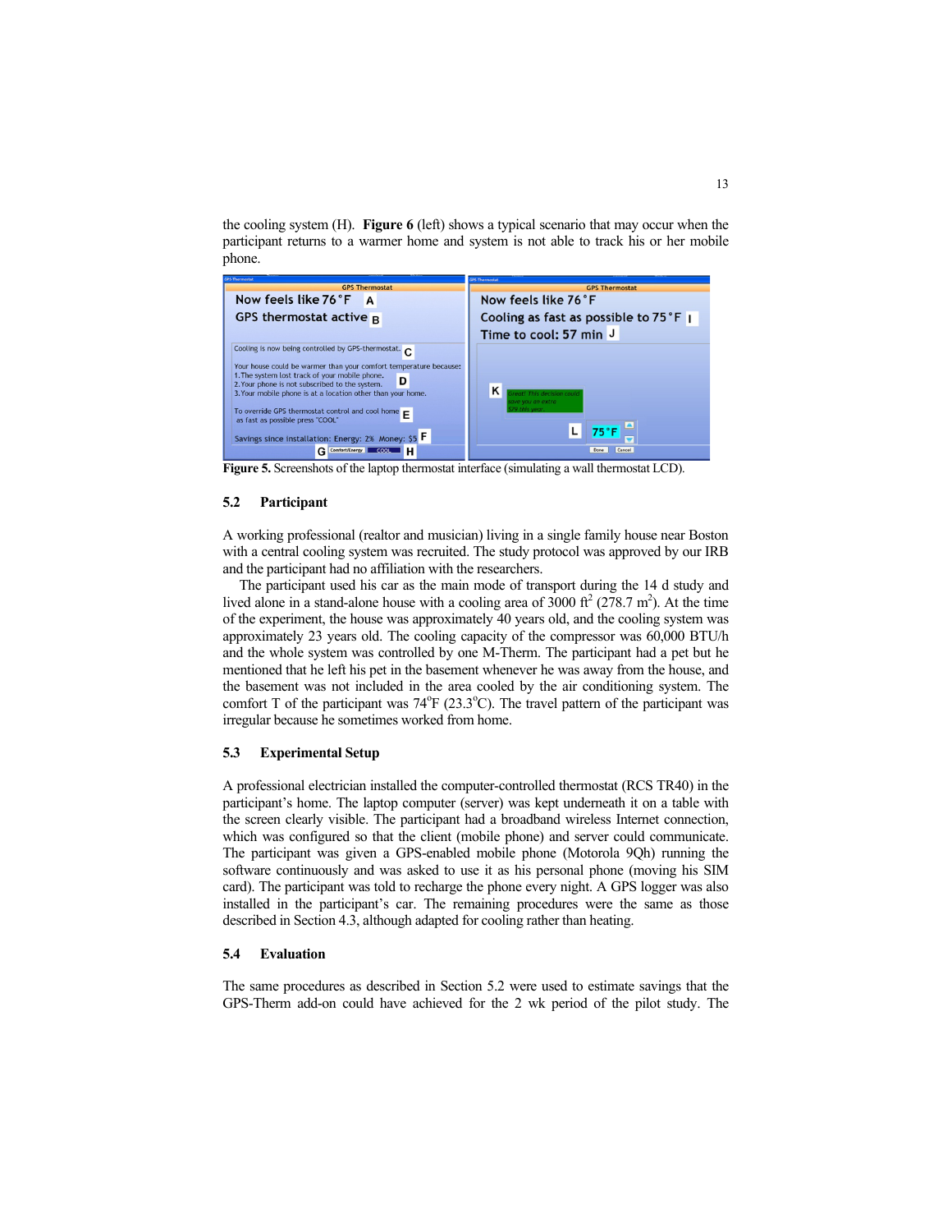the cooling system (H). **Figure 6** (left) shows a typical scenario that may occur when the participant returns to a warmer home and system is not able to track his or her mobile phone.

**Figure 5.** Screenshots of the laptop thermostat interface (simulating a wall thermostat LCD).

### 5.2 Participant

A working professional (realtor and musician) living in a single family house near Boston with a central cooling system was recruited. The study protocol was approved by our IRB and the participant had no affiliation with the researchers.

The participant used his car as the main mode of transport during the 14 d study and lived alone in a stand-alone house with a cooling area of 3000 ft$^2$ (278.7 m$^2$). At the time of the experiment, the house was approximately 40 years old, and the cooling system was approximately 23 years old. The cooling capacity of the compressor was 60,000 BTU/h and the whole system was controlled by one M-Therm. The participant had a pet but he mentioned that he left his pet in the basement whenever he was away from the house, and the basement was not included in the area cooled by the air conditioning system. The comfort T of the participant was 74$^{o}$F (23.3$^{o}$C). The travel pattern of the participant was irregular because he sometimes worked from home.

### 5.3 Experimental Setup

A professional electrician installed the computer-controlled thermostat (RCS TR40) in the participant's home. The laptop computer (server) was kept underneath it on a table with the screen clearly visible. The participant had a broadband wireless Internet connection, which was configured so that the client (mobile phone) and server could communicate. The participant was given a GPS-enabled mobile phone (Motorola 9Qh) running the software continuously and was asked to use it as his personal phone (moving his SIM card). The participant was told to recharge the phone every night. A GPS logger was also installed in the participant's car. The remaining procedures were the same as those described in Section 4.3, although adapted for cooling rather than heating.

### 5.4 Evaluation

The same procedures as described in Section 5.2 were used to estimate savings that the GPS-Therm add-on could have achieved for the 2 wk period of the pilot study. The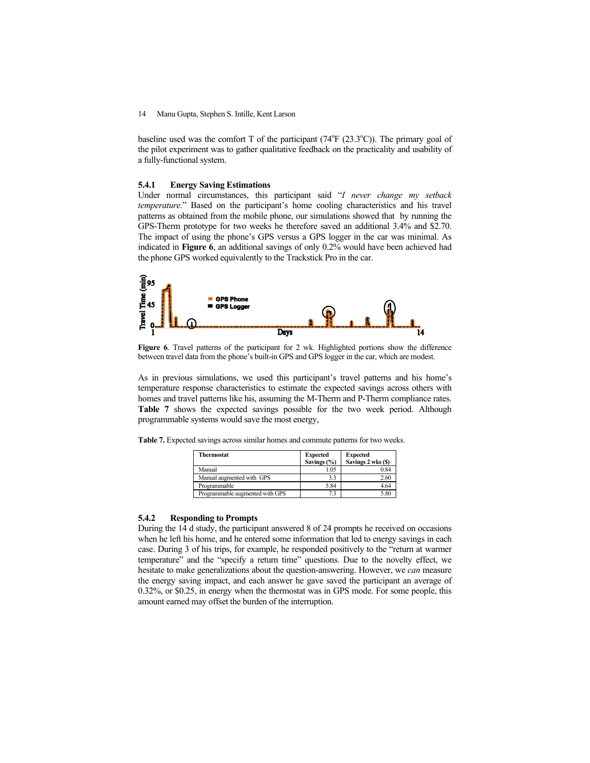baseline used was the comfort T of the participant (74°F (23.3°C)). The primary goal of the pilot experiment was to gather qualitative feedback on the practicality and usability of a fully-functional system.

### 5.4.1 Energy Saving Estimations

Under normal circumstances, this participant said "*I never change my setback temperature.*" Based on the participant's home cooling characteristics and his travel patterns as obtained from the mobile phone, our simulations showed that by running the GPS-Therm prototype for two weeks he therefore saved an additional 3.4% and $2.70. The impact of using the phone's GPS versus a GPS logger in the car was minimal. As indicated in **Figure 6**, an additional savings of only 0.2% would have been achieved had the phone GPS worked equivalently to the Trackstick Pro in the car.

**Figure 6**. Travel patterns of the participant for 2 wk. Highlighted portions show the difference between travel data from the phone's built-in GPS and GPS logger in the car, which are modest.

As in previous simulations, we used this participant's travel patterns and his home's temperature response characteristics to estimate the expected savings across others with homes and travel patterns like his, assuming the M-Therm and P-Therm compliance rates. **Table 7** shows the expected savings possible for the two week period. Although programmable systems would save the most energy,

**Table 7.** Expected savings across similar homes and commute patterns for two weeks.

| Thermostat | Expected Savings (%) | Expected Savings 2 wks ($) |
|---|---|---|
| Manual | 1.05 | 0.84 |
| Manual augmented with GPS | 3.3 | 2.60 |
| Programmable | 5.84 | 4.64 |
| Programmable augmented with GPS | 7.3 | 5.80 |

### 5.4.2 Responding to Prompts

During the 14 d study, the participant answered 8 of 24 prompts he received on occasions when he left his home, and he entered some information that led to energy savings in each case. During 3 of his trips, for example, he responded positively to the "return at warmer temperature" and the "specify a return time" questions. Due to the novelty effect, we hesitate to make generalizations about the question-answering. However, we *can* measure the energy saving impact, and each answer he gave saved the participant an average of 0.32%, or $0.25, in energy when the thermostat was in GPS mode. For some people, this amount earned may offset the burden of the interruption.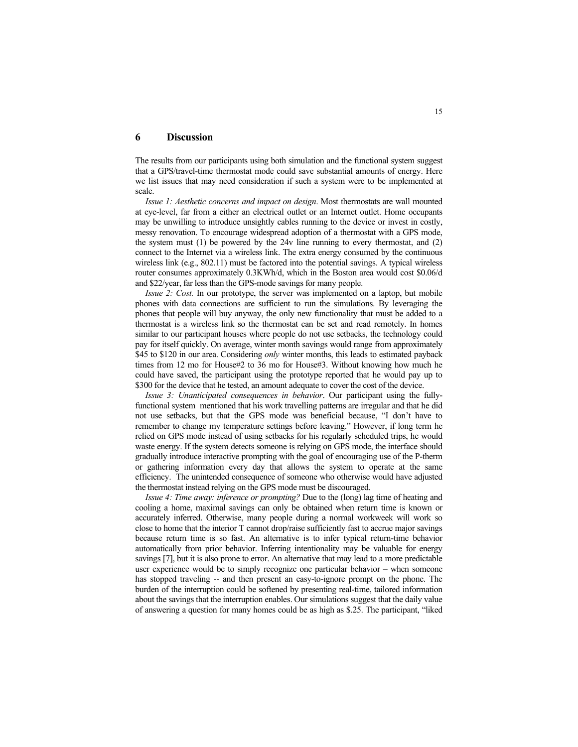## 6 Discussion

The results from our participants using both simulation and the functional system suggest that a GPS/travel-time thermostat mode could save substantial amounts of energy. Here we list issues that may need consideration if such a system were to be implemented at scale.

*Issue 1: Aesthetic concerns and impact on design*. Most thermostats are wall mounted at eye-level, far from a either an electrical outlet or an Internet outlet. Home occupants may be unwilling to introduce unsightly cables running to the device or invest in costly, messy renovation. To encourage widespread adoption of a thermostat with a GPS mode, the system must (1) be powered by the 24v line running to every thermostat, and (2) connect to the Internet via a wireless link. The extra energy consumed by the continuous wireless link (e.g., 802.11) must be factored into the potential savings. A typical wireless router consumes approximately 0.3KWh/d, which in the Boston area would cost $0.06/d and $22/year, far less than the GPS-mode savings for many people.

*Issue 2: Cost.* In our prototype, the server was implemented on a laptop, but mobile phones with data connections are sufficient to run the simulations. By leveraging the phones that people will buy anyway, the only new functionality that must be added to a thermostat is a wireless link so the thermostat can be set and read remotely. In homes similar to our participant houses where people do not use setbacks, the technology could pay for itself quickly. On average, winter month savings would range from approximately $45 to $120 in our area. Considering *only* winter months, this leads to estimated payback times from 12 mo for House#2 to 36 mo for House#3. Without knowing how much he could have saved, the participant using the prototype reported that he would pay up to $300 for the device that he tested, an amount adequate to cover the cost of the device.

*Issue 3: Unanticipated consequences in behavior*. Our participant using the fully-functional system mentioned that his work travelling patterns are irregular and that he did not use setbacks, but that the GPS mode was beneficial because, "I don't have to remember to change my temperature settings before leaving." However, if long term he relied on GPS mode instead of using setbacks for his regularly scheduled trips, he would waste energy. If the system detects someone is relying on GPS mode, the interface should gradually introduce interactive prompting with the goal of encouraging use of the P-therm or gathering information every day that allows the system to operate at the same efficiency. The unintended consequence of someone who otherwise would have adjusted the thermostat instead relying on the GPS mode must be discouraged.

*Issue 4: Time away: inference or prompting?* Due to the (long) lag time of heating and cooling a home, maximal savings can only be obtained when return time is known or accurately inferred. Otherwise, many people during a normal workweek will work so close to home that the interior T cannot drop/raise sufficiently fast to accrue major savings because return time is so fast. An alternative is to infer typical return-time behavior automatically from prior behavior. Inferring intentionality may be valuable for energy savings [7], but it is also prone to error. An alternative that may lead to a more predictable user experience would be to simply recognize one particular behavior – when someone has stopped traveling -- and then present an easy-to-ignore prompt on the phone. The burden of the interruption could be softened by presenting real-time, tailored information about the savings that the interruption enables. Our simulations suggest that the daily value of answering a question for many homes could be as high as $.25. The participant, "liked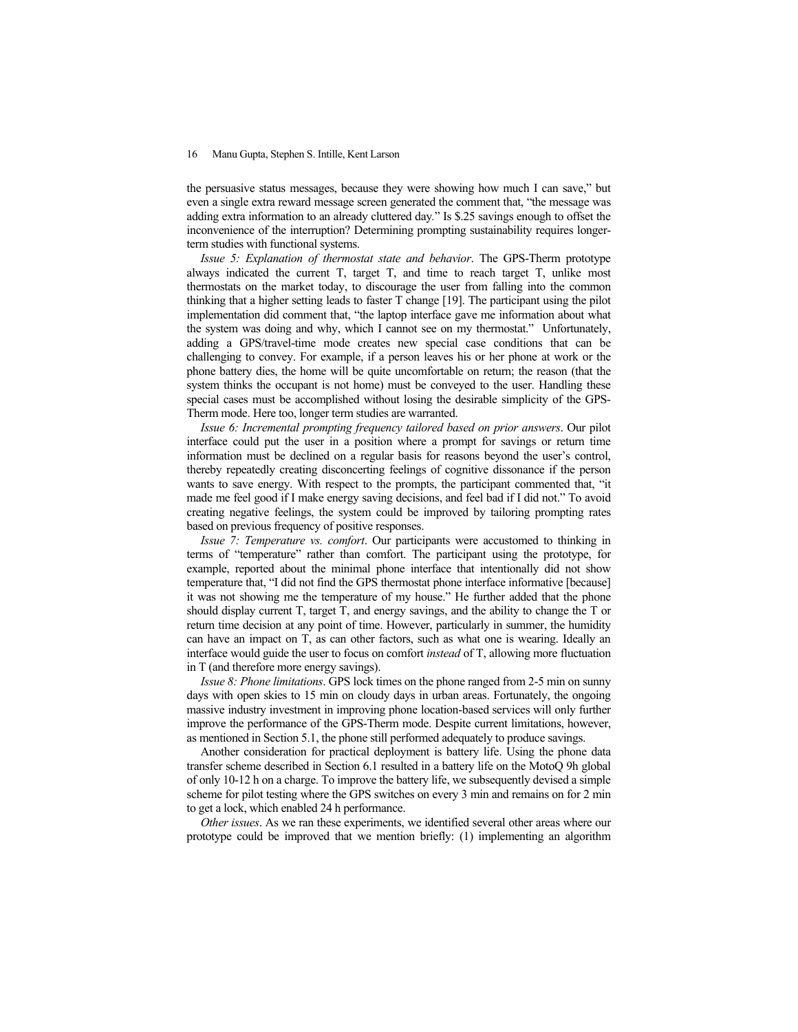the persuasive status messages, because they were showing how much I can save," but even a single extra reward message screen generated the comment that, "the message was adding extra information to an already cluttered day." Is $.25 savings enough to offset the inconvenience of the interruption? Determining prompting sustainability requires longer-term studies with functional systems.

*Issue 5: Explanation of thermostat state and behavior*. The GPS-Therm prototype always indicated the current T, target T, and time to reach target T, unlike most thermostats on the market today, to discourage the user from falling into the common thinking that a higher setting leads to faster T change [19]. The participant using the pilot implementation did comment that, "the laptop interface gave me information about what the system was doing and why, which I cannot see on my thermostat." Unfortunately, adding a GPS/travel-time mode creates new special case conditions that can be challenging to convey. For example, if a person leaves his or her phone at work or the phone battery dies, the home will be quite uncomfortable on return; the reason (that the system thinks the occupant is not home) must be conveyed to the user. Handling these special cases must be accomplished without losing the desirable simplicity of the GPS-Therm mode. Here too, longer term studies are warranted.

*Issue 6: Incremental prompting frequency tailored based on prior answers*. Our pilot interface could put the user in a position where a prompt for savings or return time information must be declined on a regular basis for reasons beyond the user's control, thereby repeatedly creating disconcerting feelings of cognitive dissonance if the person wants to save energy. With respect to the prompts, the participant commented that, "it made me feel good if I make energy saving decisions, and feel bad if I did not." To avoid creating negative feelings, the system could be improved by tailoring prompting rates based on previous frequency of positive responses.

*Issue 7: Temperature vs. comfort*. Our participants were accustomed to thinking in terms of "temperature" rather than comfort. The participant using the prototype, for example, reported about the minimal phone interface that intentionally did not show temperature that, "I did not find the GPS thermostat phone interface informative [because] it was not showing me the temperature of my house." He further added that the phone should display current T, target T, and energy savings, and the ability to change the T or return time decision at any point of time. However, particularly in summer, the humidity can have an impact on T, as can other factors, such as what one is wearing. Ideally an interface would guide the user to focus on comfort *instead* of T, allowing more fluctuation in T (and therefore more energy savings).

*Issue 8: Phone limitations*. GPS lock times on the phone ranged from 2-5 min on sunny days with open skies to 15 min on cloudy days in urban areas. Fortunately, the ongoing massive industry investment in improving phone location-based services will only further improve the performance of the GPS-Therm mode. Despite current limitations, however, as mentioned in Section 5.1, the phone still performed adequately to produce savings.

Another consideration for practical deployment is battery life. Using the phone data transfer scheme described in Section 6.1 resulted in a battery life on the MotoQ 9h global of only 10-12 h on a charge. To improve the battery life, we subsequently devised a simple scheme for pilot testing where the GPS switches on every 3 min and remains on for 2 min to get a lock, which enabled 24 h performance.

*Other issues*. As we ran these experiments, we identified several other areas where our prototype could be improved that we mention briefly: (1) implementing an algorithm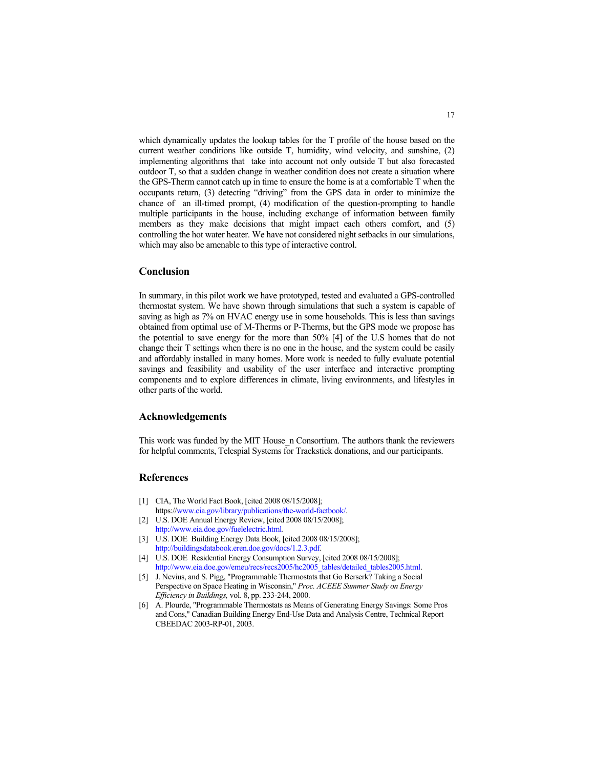which dynamically updates the lookup tables for the T profile of the house based on the current weather conditions like outside T, humidity, wind velocity, and sunshine, (2) implementing algorithms that take into account not only outside T but also forecasted outdoor T, so that a sudden change in weather condition does not create a situation where the GPS-Therm cannot catch up in time to ensure the home is at a comfortable T when the occupants return, (3) detecting "driving" from the GPS data in order to minimize the chance of an ill-timed prompt, (4) modification of the question-prompting to handle multiple participants in the house, including exchange of information between family members as they make decisions that might impact each others comfort, and (5) controlling the hot water heater. We have not considered night setbacks in our simulations, which may also be amenable to this type of interactive control.

## Conclusion

In summary, in this pilot work we have prototyped, tested and evaluated a GPS-controlled thermostat system. We have shown through simulations that such a system is capable of saving as high as 7% on HVAC energy use in some households. This is less than savings obtained from optimal use of M-Therms or P-Therms, but the GPS mode we propose has the potential to save energy for the more than 50% [4] of the U.S homes that do not change their T settings when there is no one in the house, and the system could be easily and affordably installed in many homes. More work is needed to fully evaluate potential savings and feasibility and usability of the user interface and interactive prompting components and to explore differences in climate, living environments, and lifestyles in other parts of the world.

## Acknowledgements

This work was funded by the MIT House_n Consortium. The authors thank the reviewers for helpful comments, Telespial Systems for Trackstick donations, and our participants.

## References

[1] CIA, The World Fact Book, [cited 2008 08/15/2008]; https://www.cia.gov/library/publications/the-world-factbook/.

[2] U.S. DOE Annual Energy Review, [cited 2008 08/15/2008]; http://www.eia.doe.gov/fuelelectric.html.

[3] U.S. DOE Building Energy Data Book, [cited 2008 08/15/2008]; http://buildingsdatabook.eren.doe.gov/docs/1.2.3.pdf.

[4] U.S. DOE Residential Energy Consumption Survey, [cited 2008 08/15/2008]; http://www.eia.doe.gov/emeu/recs/recs2005/hc2005_tables/detailed_tables2005.html.

[5] J. Nevius, and S. Pigg, "Programmable Thermostats that Go Berserk? Taking a Social Perspective on Space Heating in Wisconsin," *Proc. ACEEE Summer Study on Energy Efficiency in Buildings,* vol. 8, pp. 233-244, 2000.

[6] A. Plourde, "Programmable Thermostats as Means of Generating Energy Savings: Some Pros and Cons," Canadian Building Energy End-Use Data and Analysis Centre, Technical Report CBEEDAC 2003-RP-01, 2003.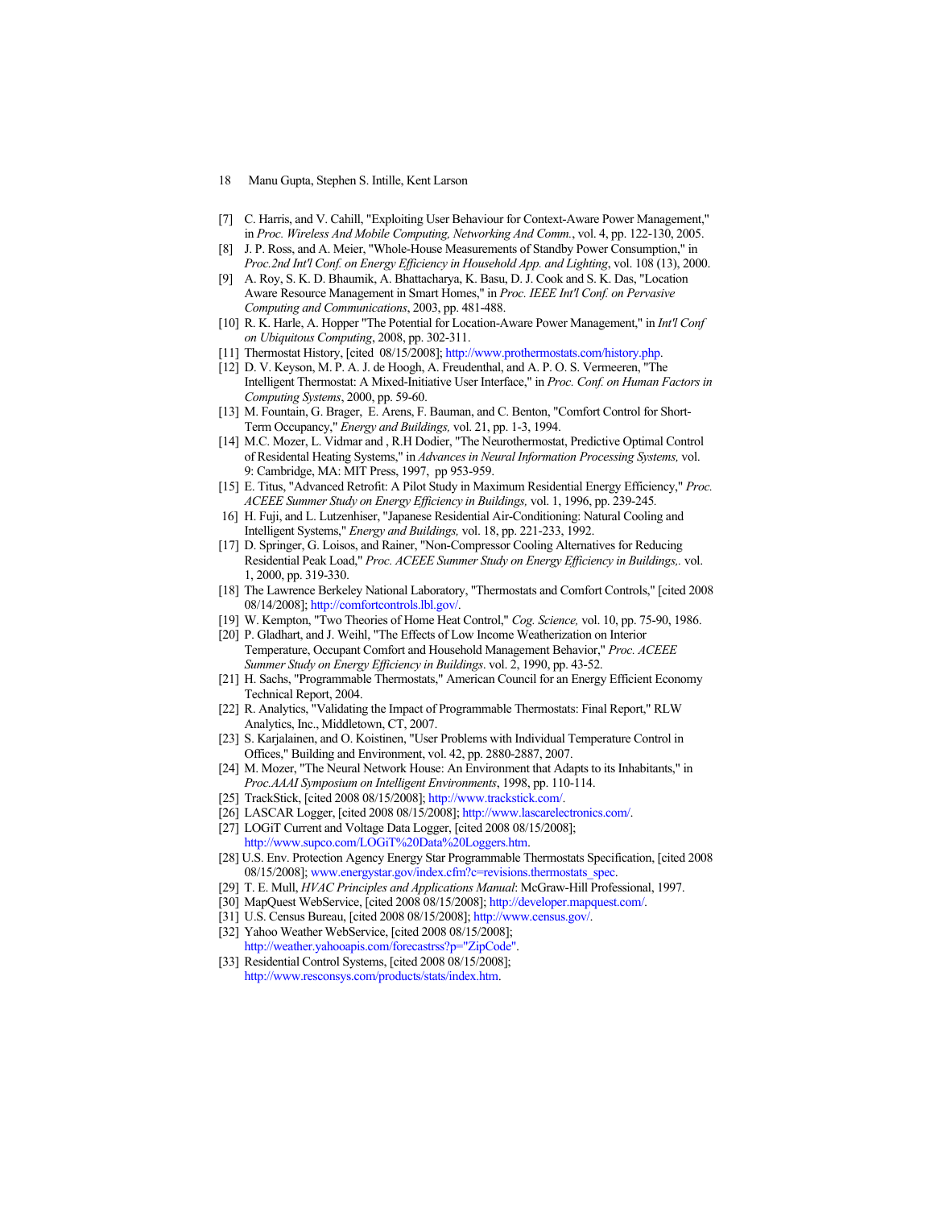[7] C. Harris, and V. Cahill, "Exploiting User Behaviour for Context-Aware Power Management," in *Proc. Wireless And Mobile Computing, Networking And Comm.*, vol. 4, pp. 122-130, 2005.

[8] J. P. Ross, and A. Meier, "Whole-House Measurements of Standby Power Consumption," in *Proc.2nd Int'l Conf. on Energy Efficiency in Household App. and Lighting*, vol. 108 (13), 2000.

[9] A. Roy, S. K. D. Bhaumik, A. Bhattacharya, K. Basu, D. J. Cook and S. K. Das, "Location Aware Resource Management in Smart Homes," in *Proc. IEEE Int'l Conf. on Pervasive Computing and Communications*, 2003, pp. 481-488.

[10] R. K. Harle, A. Hopper "The Potential for Location-Aware Power Management," in *Int'l Conf on Ubiquitous Computing*, 2008, pp. 302-311.

[11] Thermostat History, [cited 08/15/2008]; http://www.prothermostats.com/history.php.

[12] D. V. Keyson, M. P. A. J. de Hoogh, A. Freudenthal, and A. P. O. S. Vermeeren, "The Intelligent Thermostat: A Mixed-Initiative User Interface," in *Proc. Conf. on Human Factors in Computing Systems*, 2000, pp. 59-60.

[13] M. Fountain, G. Brager, E. Arens, F. Bauman, and C. Benton, "Comfort Control for Short-Term Occupancy," *Energy and Buildings,* vol. 21, pp. 1-3, 1994.

[14] M.C. Mozer, L. Vidmar and , R.H Dodier, "The Neurothermostat, Predictive Optimal Control of Residental Heating Systems," in *Advances in Neural Information Processing Systems,* vol. 9: Cambridge, MA: MIT Press, 1997, pp 953-959.

[15] E. Titus, "Advanced Retrofit: A Pilot Study in Maximum Residential Energy Efficiency," *Proc. ACEEE Summer Study on Energy Efficiency in Buildings,* vol. 1, 1996, pp. 239-245*.*

16] H. Fuji, and L. Lutzenhiser, "Japanese Residential Air-Conditioning: Natural Cooling and Intelligent Systems," *Energy and Buildings,* vol. 18, pp. 221-233, 1992.

[17] D. Springer, G. Loisos, and Rainer, "Non-Compressor Cooling Alternatives for Reducing Residential Peak Load," *Proc. ACEEE Summer Study on Energy Efficiency in Buildings,.* vol. 1, 2000, pp. 319-330.

[18] The Lawrence Berkeley National Laboratory, "Thermostats and Comfort Controls," [cited 2008 08/14/2008]; http://comfortcontrols.lbl.gov/.

[19] W. Kempton, "Two Theories of Home Heat Control," *Cog. Science,* vol. 10, pp. 75-90, 1986.

[20] P. Gladhart, and J. Weihl, "The Effects of Low Income Weatherization on Interior Temperature, Occupant Comfort and Household Management Behavior," *Proc. ACEEE Summer Study on Energy Efficiency in Buildings*. vol. 2, 1990, pp. 43-52.

[21] H. Sachs, "Programmable Thermostats," American Council for an Energy Efficient Economy Technical Report, 2004.

[22] R. Analytics, "Validating the Impact of Programmable Thermostats: Final Report," RLW Analytics, Inc., Middletown, CT, 2007.

[23] S. Karjalainen, and O. Koistinen, "User Problems with Individual Temperature Control in Offices," Building and Environment, vol. 42, pp. 2880-2887, 2007.

[24] M. Mozer, "The Neural Network House: An Environment that Adapts to its Inhabitants," in *Proc.AAAI Symposium on Intelligent Environments*, 1998, pp. 110-114.

[25] TrackStick, [cited 2008 08/15/2008]; http://www.trackstick.com/.

[26] LASCAR Logger, [cited 2008 08/15/2008]; http://www.lascarelectronics.com/.

[27] LOGiT Current and Voltage Data Logger, [cited 2008 08/15/2008]; http://www.supco.com/LOGiT%20Data%20Loggers.htm.

[28] U.S. Env. Protection Agency Energy Star Programmable Thermostats Specification, [cited 2008 08/15/2008]; www.energystar.gov/index.cfm?c=revisions.thermostats_spec.

[29] T. E. Mull, *HVAC Principles and Applications Manual*: McGraw-Hill Professional, 1997.

[30] MapQuest WebService, [cited 2008 08/15/2008]; http://developer.mapquest.com/.

[31] U.S. Census Bureau, [cited 2008 08/15/2008]; http://www.census.gov/.

[32] Yahoo Weather WebService, [cited 2008 08/15/2008]; http://weather.yahooapis.com/forecastrss?p="ZipCode".

[33] Residential Control Systems, [cited 2008 08/15/2008]; http://www.resconsys.com/products/stats/index.htm.